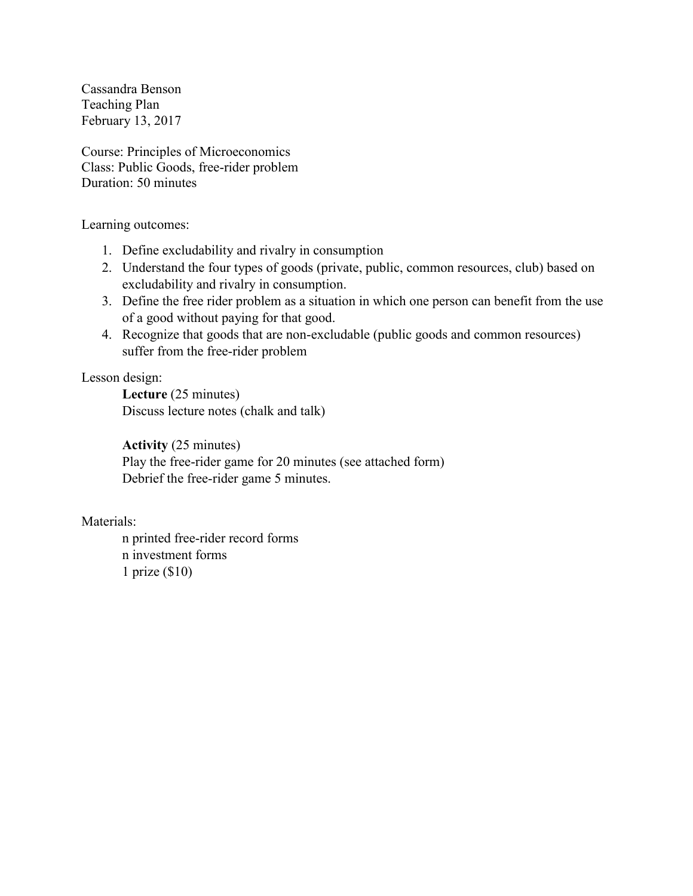Cassandra Benson
Teaching Plan
February 13, 2017

Course: Principles of Microeconomics
Class: Public Goods, free-rider problem
Duration: 50 minutes

Learning outcomes:

1. Define excludability and rivalry in consumption
2. Understand the four types of goods (private, public, common resources, club) based on excludability and rivalry in consumption.
3. Define the free rider problem as a situation in which one person can benefit from the use of a good without paying for that good.
4. Recognize that goods that are non-excludable (public goods and common resources) suffer from the free-rider problem

Lesson design:

**Lecture** (25 minutes)
Discuss lecture notes (chalk and talk)

**Activity** (25 minutes)
Play the free-rider game for 20 minutes (see attached form)
Debrief the free-rider game 5 minutes.

Materials:

n printed free-rider record forms
n investment forms
1 prize ($10)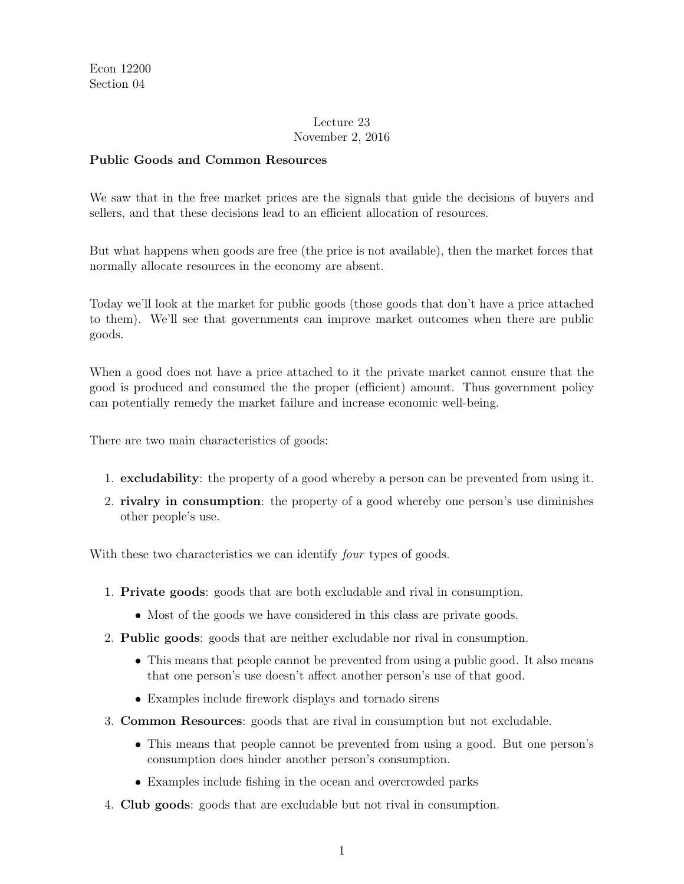Econ 12200
Section 04

Lecture 23
November 2, 2016

**Public Goods and Common Resources**

We saw that in the free market prices are the signals that guide the decisions of buyers and sellers, and that these decisions lead to an efficient allocation of resources.

But what happens when goods are free (the price is not available), then the market forces that normally allocate resources in the economy are absent.

Today we'll look at the market for public goods (those goods that don't have a price attached to them). We'll see that governments can improve market outcomes when there are public goods.

When a good does not have a price attached to it the private market cannot ensure that the good is produced and consumed the the proper (efficient) amount. Thus government policy can potentially remedy the market failure and increase economic well-being.

There are two main characteristics of goods:

1. **excludability**: the property of a good whereby a person can be prevented from using it.
2. **rivalry in consumption**: the property of a good whereby one person's use diminishes other people's use.

With these two characteristics we can identify *four* types of goods.

1. **Private goods**: goods that are both excludable and rival in consumption.
   - Most of the goods we have considered in this class are private goods.
2. **Public goods**: goods that are neither excludable nor rival in consumption.
   - This means that people cannot be prevented from using a public good. It also means that one person's use doesn't affect another person's use of that good.
   - Examples include firework displays and tornado sirens
3. **Common Resources**: goods that are rival in consumption but not excludable.
   - This means that people cannot be prevented from using a good. But one person's consumption does hinder another person's consumption.
   - Examples include fishing in the ocean and overcrowded parks
4. **Club goods**: goods that are excludable but not rival in consumption.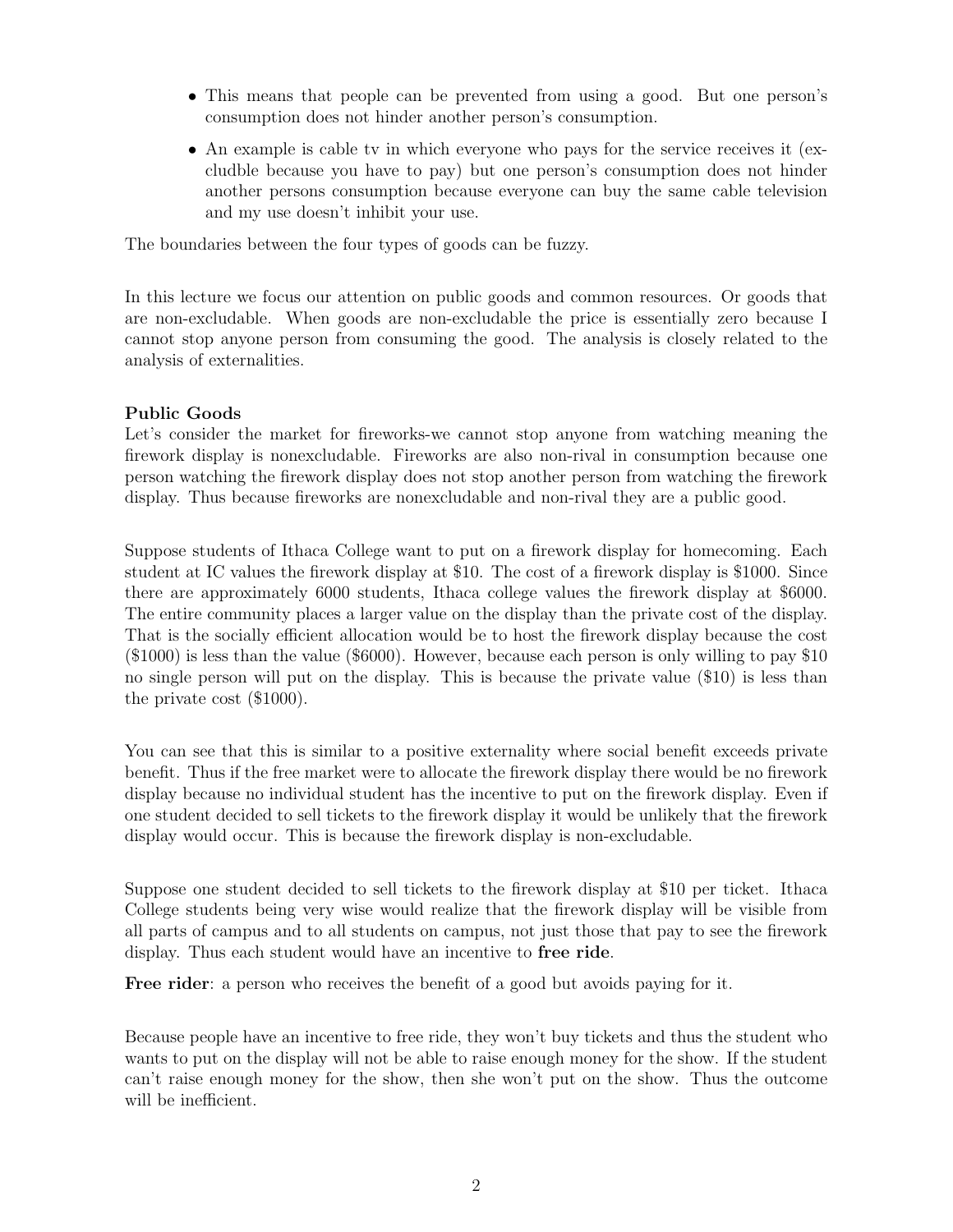- This means that people can be prevented from using a good. But one person's consumption does not hinder another person's consumption.
- An example is cable tv in which everyone who pays for the service receives it (excludble because you have to pay) but one person's consumption does not hinder another persons consumption because everyone can buy the same cable television and my use doesn't inhibit your use.

The boundaries between the four types of goods can be fuzzy.

In this lecture we focus our attention on public goods and common resources. Or goods that are non-excludable. When goods are non-excludable the price is essentially zero because I cannot stop anyone person from consuming the good. The analysis is closely related to the analysis of externalities.

**Public Goods**

Let's consider the market for fireworks-we cannot stop anyone from watching meaning the firework display is nonexcludable. Fireworks are also non-rival in consumption because one person watching the firework display does not stop another person from watching the firework display. Thus because fireworks are nonexcludable and non-rival they are a public good.

Suppose students of Ithaca College want to put on a firework display for homecoming. Each student at IC values the firework display at $10. The cost of a firework display is $1000. Since there are approximately 6000 students, Ithaca college values the firework display at $6000. The entire community places a larger value on the display than the private cost of the display. That is the socially efficient allocation would be to host the firework display because the cost ($1000) is less than the value ($6000). However, because each person is only willing to pay $10 no single person will put on the display. This is because the private value ($10) is less than the private cost ($1000).

You can see that this is similar to a positive externality where social benefit exceeds private benefit. Thus if the free market were to allocate the firework display there would be no firework display because no individual student has the incentive to put on the firework display. Even if one student decided to sell tickets to the firework display it would be unlikely that the firework display would occur. This is because the firework display is non-excludable.

Suppose one student decided to sell tickets to the firework display at $10 per ticket. Ithaca College students being very wise would realize that the firework display will be visible from all parts of campus and to all students on campus, not just those that pay to see the firework display. Thus each student would have an incentive to **free ride**.

**Free rider**: a person who receives the benefit of a good but avoids paying for it.

Because people have an incentive to free ride, they won't buy tickets and thus the student who wants to put on the display will not be able to raise enough money for the show. If the student can't raise enough money for the show, then she won't put on the show. Thus the outcome will be inefficient.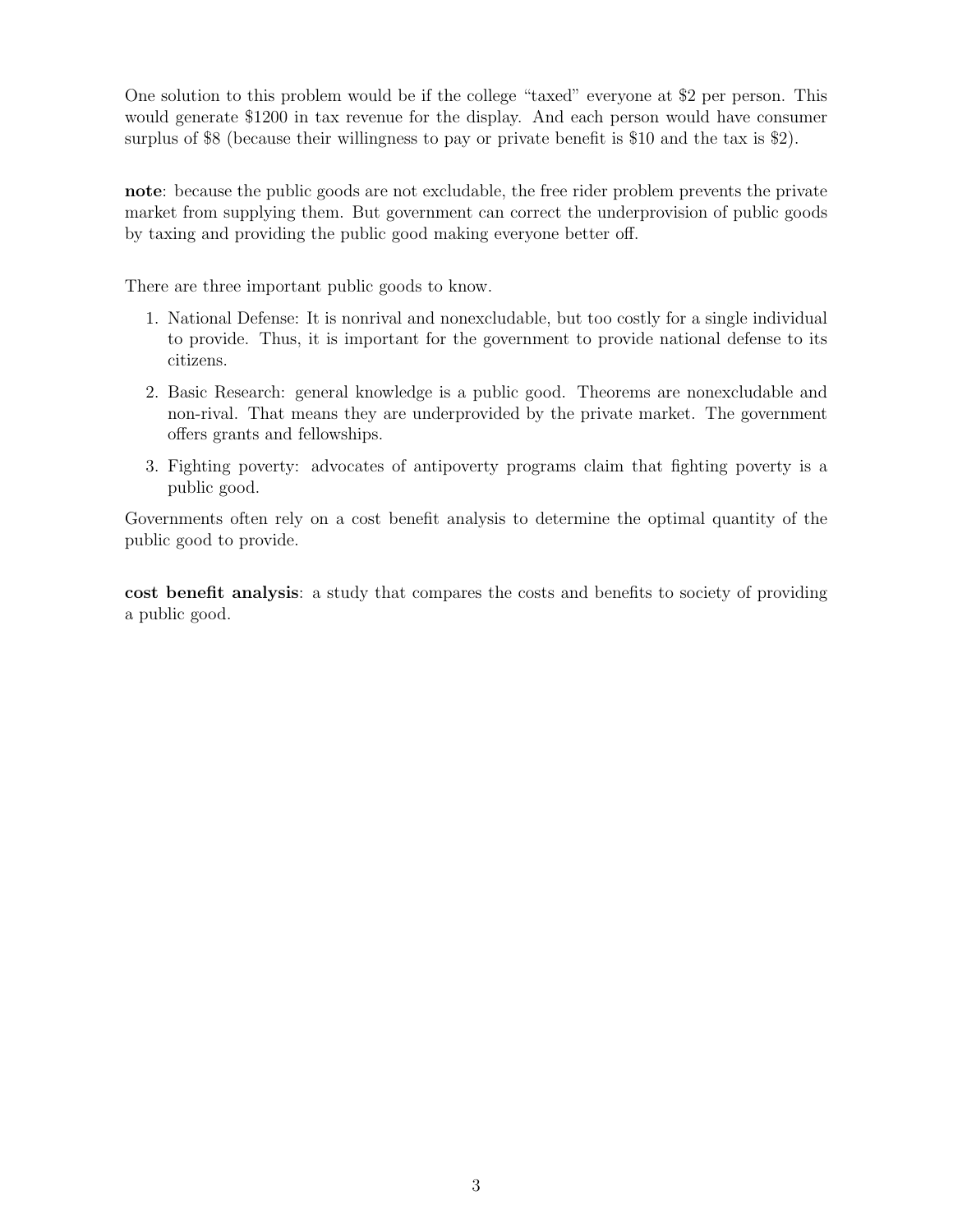One solution to this problem would be if the college "taxed" everyone at $2 per person. This would generate $1200 in tax revenue for the display. And each person would have consumer surplus of $8 (because their willingness to pay or private benefit is $10 and the tax is $2).

**note**: because the public goods are not excludable, the free rider problem prevents the private market from supplying them. But government can correct the underprovision of public goods by taxing and providing the public good making everyone better off.

There are three important public goods to know.

1. National Defense: It is nonrival and nonexcludable, but too costly for a single individual to provide. Thus, it is important for the government to provide national defense to its citizens.
2. Basic Research: general knowledge is a public good. Theorems are nonexcludable and non-rival. That means they are underprovided by the private market. The government offers grants and fellowships.
3. Fighting poverty: advocates of antipoverty programs claim that fighting poverty is a public good.

Governments often rely on a cost benefit analysis to determine the optimal quantity of the public good to provide.

**cost benefit analysis**: a study that compares the costs and benefits to society of providing a public good.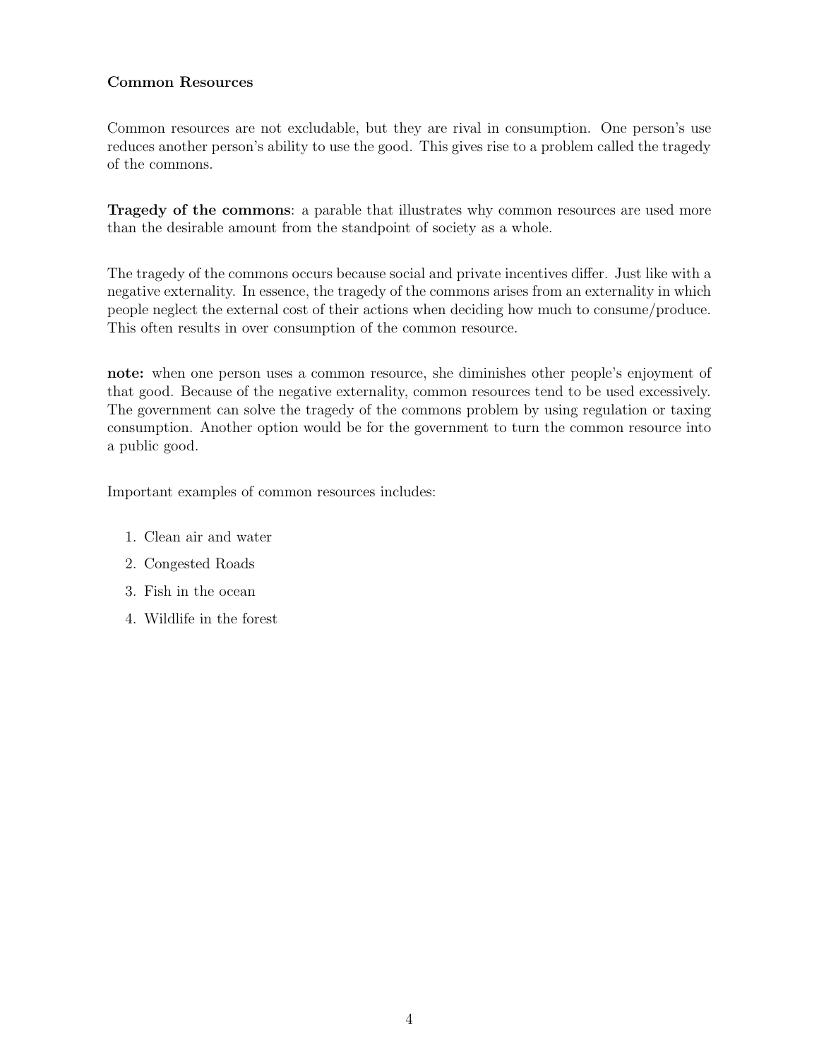**Common Resources**

Common resources are not excludable, but they are rival in consumption. One person's use reduces another person's ability to use the good. This gives rise to a problem called the tragedy of the commons.

**Tragedy of the commons**: a parable that illustrates why common resources are used more than the desirable amount from the standpoint of society as a whole.

The tragedy of the commons occurs because social and private incentives differ. Just like with a negative externality. In essence, the tragedy of the commons arises from an externality in which people neglect the external cost of their actions when deciding how much to consume/produce. This often results in over consumption of the common resource.

**note:** when one person uses a common resource, she diminishes other people's enjoyment of that good. Because of the negative externality, common resources tend to be used excessively. The government can solve the tragedy of the commons problem by using regulation or taxing consumption. Another option would be for the government to turn the common resource into a public good.

Important examples of common resources includes:

1. Clean air and water
2. Congested Roads
3. Fish in the ocean
4. Wildlife in the forest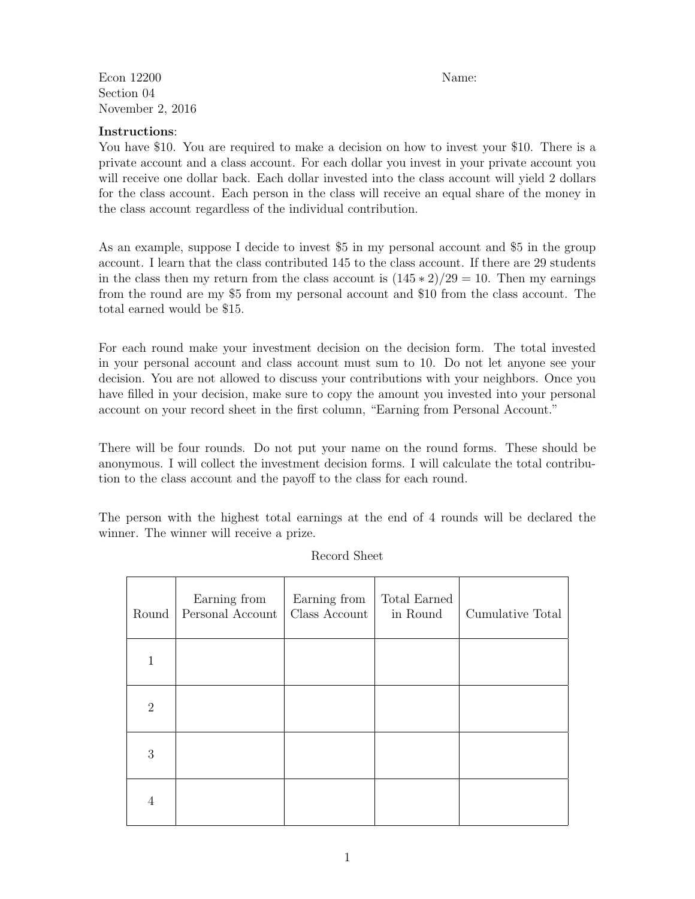Econ 12200
Section 04
November 2, 2016

Name:

**Instructions**:
You have \$10. You are required to make a decision on how to invest your \$10. There is a private account and a class account. For each dollar you invest in your private account you will receive one dollar back. Each dollar invested into the class account will yield 2 dollars for the class account. Each person in the class will receive an equal share of the money in the class account regardless of the individual contribution.

As an example, suppose I decide to invest \$5 in my personal account and \$5 in the group account. I learn that the class contributed 145 to the class account. If there are 29 students in the class then my return from the class account is $(145 * 2)/29 = 10$. Then my earnings from the round are my \$5 from my personal account and \$10 from the class account. The total earned would be \$15.

For each round make your investment decision on the decision form. The total invested in your personal account and class account must sum to 10. Do not let anyone see your decision. You are not allowed to discuss your contributions with your neighbors. Once you have filled in your decision, make sure to copy the amount you invested into your personal account on your record sheet in the first column, "Earning from Personal Account."

There will be four rounds. Do not put your name on the round forms. These should be anonymous. I will collect the investment decision forms. I will calculate the total contribution to the class account and the payoff to the class for each round.

The person with the highest total earnings at the end of 4 rounds will be declared the winner. The winner will receive a prize.

Record Sheet

| Round | Earning from Personal Account | Earning from Class Account | Total Earned in Round | Cumulative Total |
|---|---|---|---|---|
| 1 | | | | |
| 2 | | | | |
| 3 | | | | |
| 4 | | | | |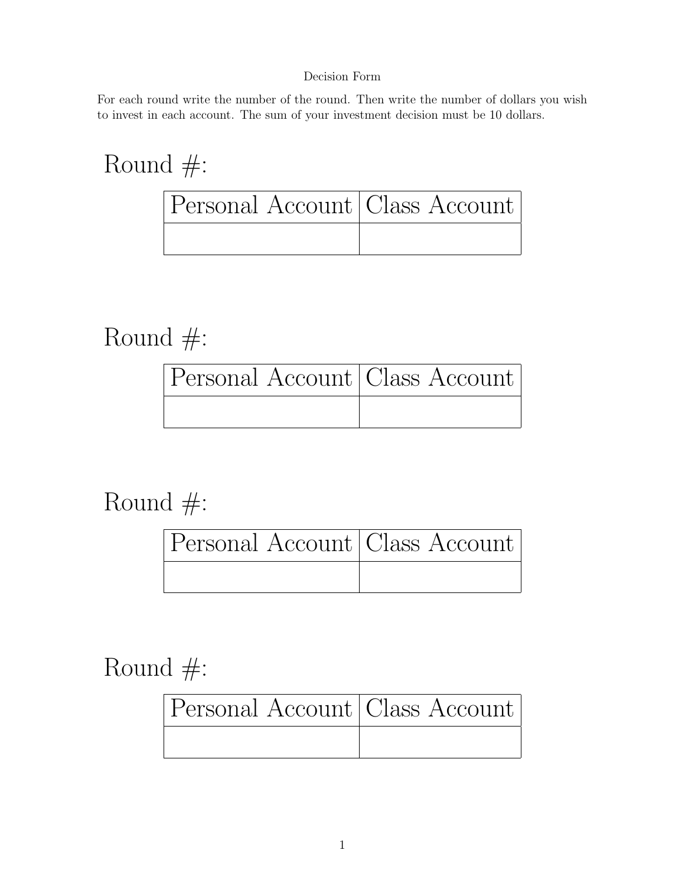Decision Form

For each round write the number of the round. Then write the number of dollars you wish to invest in each account. The sum of your investment decision must be 10 dollars.

## Round #:

| Personal Account | Class Account |
|---|---|
| | |

## Round #:

| Personal Account | Class Account |
|---|---|
| | |

## Round #:

| Personal Account | Class Account |
|---|---|
| | |

## Round #:

| Personal Account | Class Account |
|---|---|
| | |